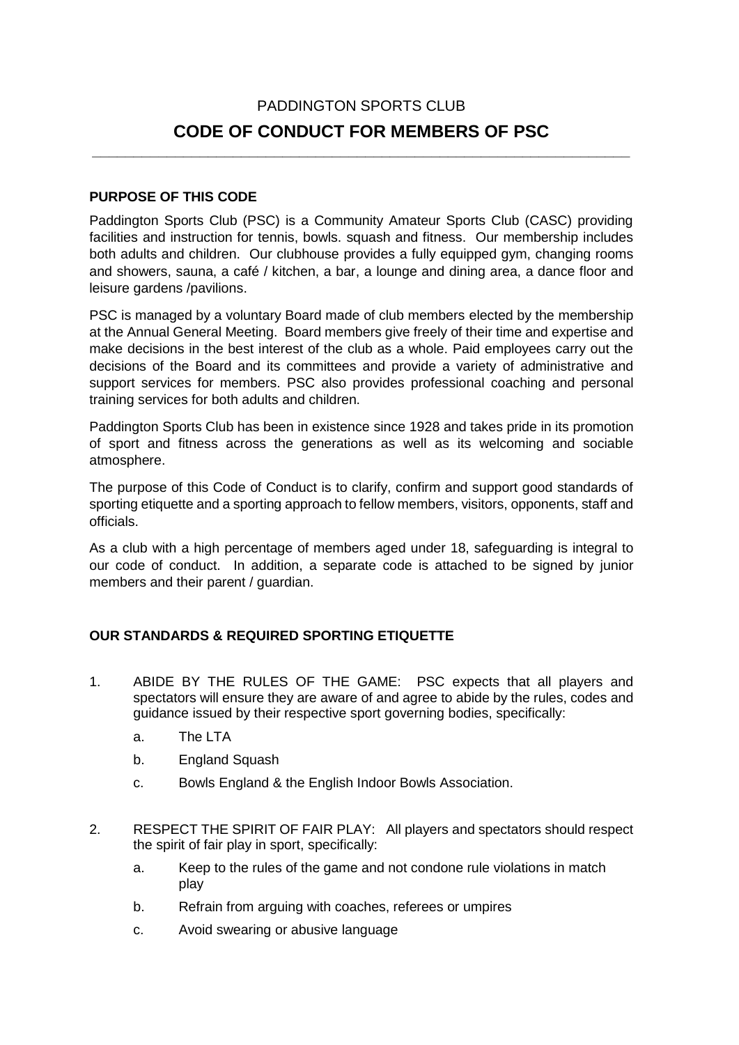PADDINGTON SPORTS CLUB

# CODE OF CONDUCT FOR MEMBERS OF PSC

---

## PURPOSE OF THIS CODE

Paddington Sports Club (PSC) is a Community Amateur Sports Club (CASC) providing facilities and instruction for tennis, bowls. squash and fitness. Our membership includes both adults and children. Our clubhouse provides a fully equipped gym, changing rooms and showers, sauna, a café / kitchen, a bar, a lounge and dining area, a dance floor and leisure gardens /pavilions.

PSC is managed by a voluntary Board made of club members elected by the membership at the Annual General Meeting. Board members give freely of their time and expertise and make decisions in the best interest of the club as a whole. Paid employees carry out the decisions of the Board and its committees and provide a variety of administrative and support services for members. PSC also provides professional coaching and personal training services for both adults and children.

Paddington Sports Club has been in existence since 1928 and takes pride in its promotion of sport and fitness across the generations as well as its welcoming and sociable atmosphere.

The purpose of this Code of Conduct is to clarify, confirm and support good standards of sporting etiquette and a sporting approach to fellow members, visitors, opponents, staff and officials.

As a club with a high percentage of members aged under 18, safeguarding is integral to our code of conduct. In addition, a separate code is attached to be signed by junior members and their parent / guardian.

## OUR STANDARDS & REQUIRED SPORTING ETIQUETTE

1. ABIDE BY THE RULES OF THE GAME: PSC expects that all players and spectators will ensure they are aware of and agree to abide by the rules, codes and guidance issued by their respective sport governing bodies, specifically:
   a. The LTA
   b. England Squash
   c. Bowls England & the English Indoor Bowls Association.

2. RESPECT THE SPIRIT OF FAIR PLAY: All players and spectators should respect the spirit of fair play in sport, specifically:
   a. Keep to the rules of the game and not condone rule violations in match play
   b. Refrain from arguing with coaches, referees or umpires
   c. Avoid swearing or abusive language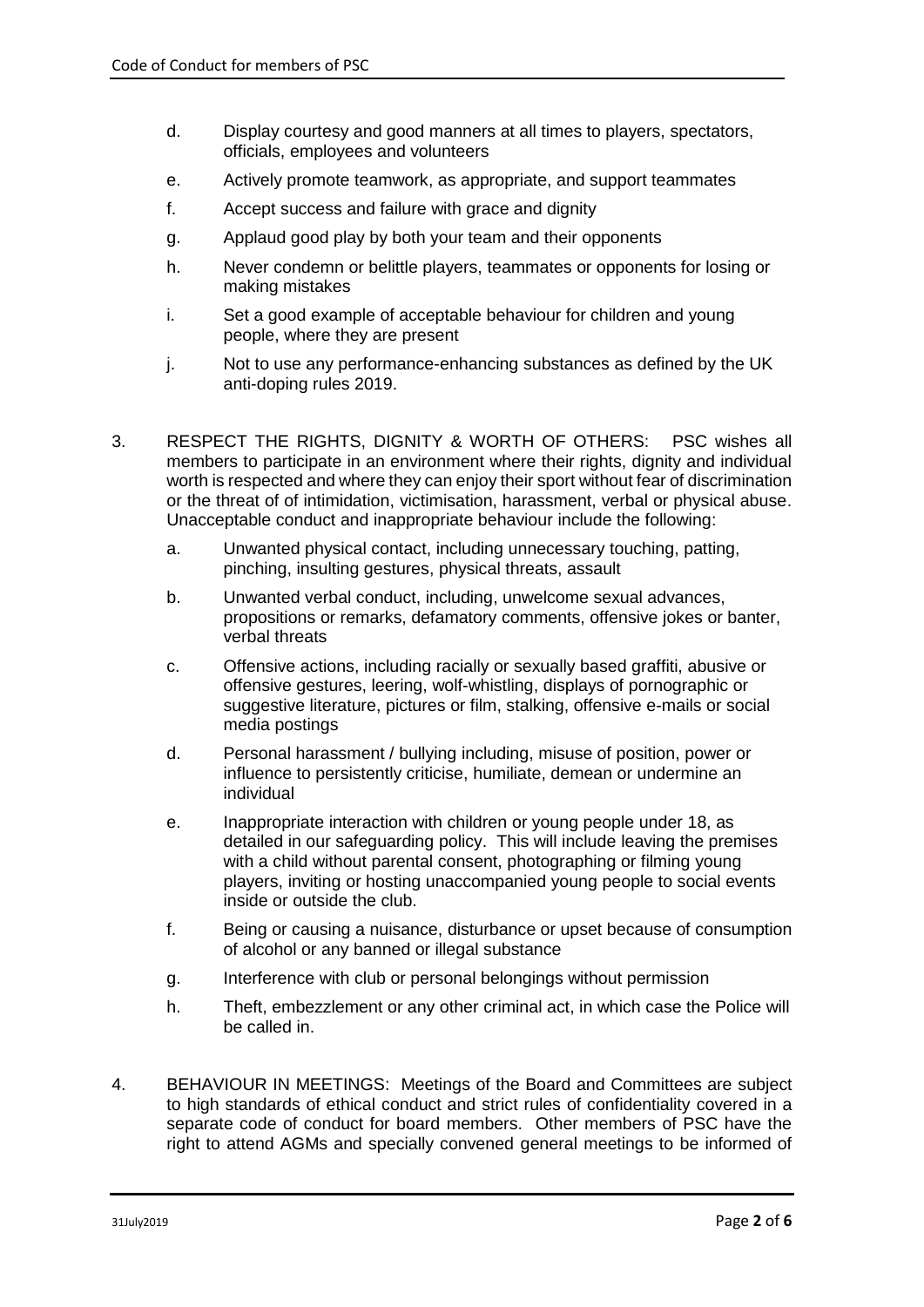d. Display courtesy and good manners at all times to players, spectators, officials, employees and volunteers

e. Actively promote teamwork, as appropriate, and support teammates

f. Accept success and failure with grace and dignity

g. Applaud good play by both your team and their opponents

h. Never condemn or belittle players, teammates or opponents for losing or making mistakes

i. Set a good example of acceptable behaviour for children and young people, where they are present

j. Not to use any performance-enhancing substances as defined by the UK anti-doping rules 2019.

3. RESPECT THE RIGHTS, DIGNITY & WORTH OF OTHERS: PSC wishes all members to participate in an environment where their rights, dignity and individual worth is respected and where they can enjoy their sport without fear of discrimination or the threat of of intimidation, victimisation, harassment, verbal or physical abuse. Unacceptable conduct and inappropriate behaviour include the following:

   a. Unwanted physical contact, including unnecessary touching, patting, pinching, insulting gestures, physical threats, assault

   b. Unwanted verbal conduct, including, unwelcome sexual advances, propositions or remarks, defamatory comments, offensive jokes or banter, verbal threats

   c. Offensive actions, including racially or sexually based graffiti, abusive or offensive gestures, leering, wolf-whistling, displays of pornographic or suggestive literature, pictures or film, stalking, offensive e-mails or social media postings

   d. Personal harassment / bullying including, misuse of position, power or influence to persistently criticise, humiliate, demean or undermine an individual

   e. Inappropriate interaction with children or young people under 18, as detailed in our safeguarding policy. This will include leaving the premises with a child without parental consent, photographing or filming young players, inviting or hosting unaccompanied young people to social events inside or outside the club.

   f. Being or causing a nuisance, disturbance or upset because of consumption of alcohol or any banned or illegal substance

   g. Interference with club or personal belongings without permission

   h. Theft, embezzlement or any other criminal act, in which case the Police will be called in.

4. BEHAVIOUR IN MEETINGS: Meetings of the Board and Committees are subject to high standards of ethical conduct and strict rules of confidentiality covered in a separate code of conduct for board members. Other members of PSC have the right to attend AGMs and specially convened general meetings to be informed of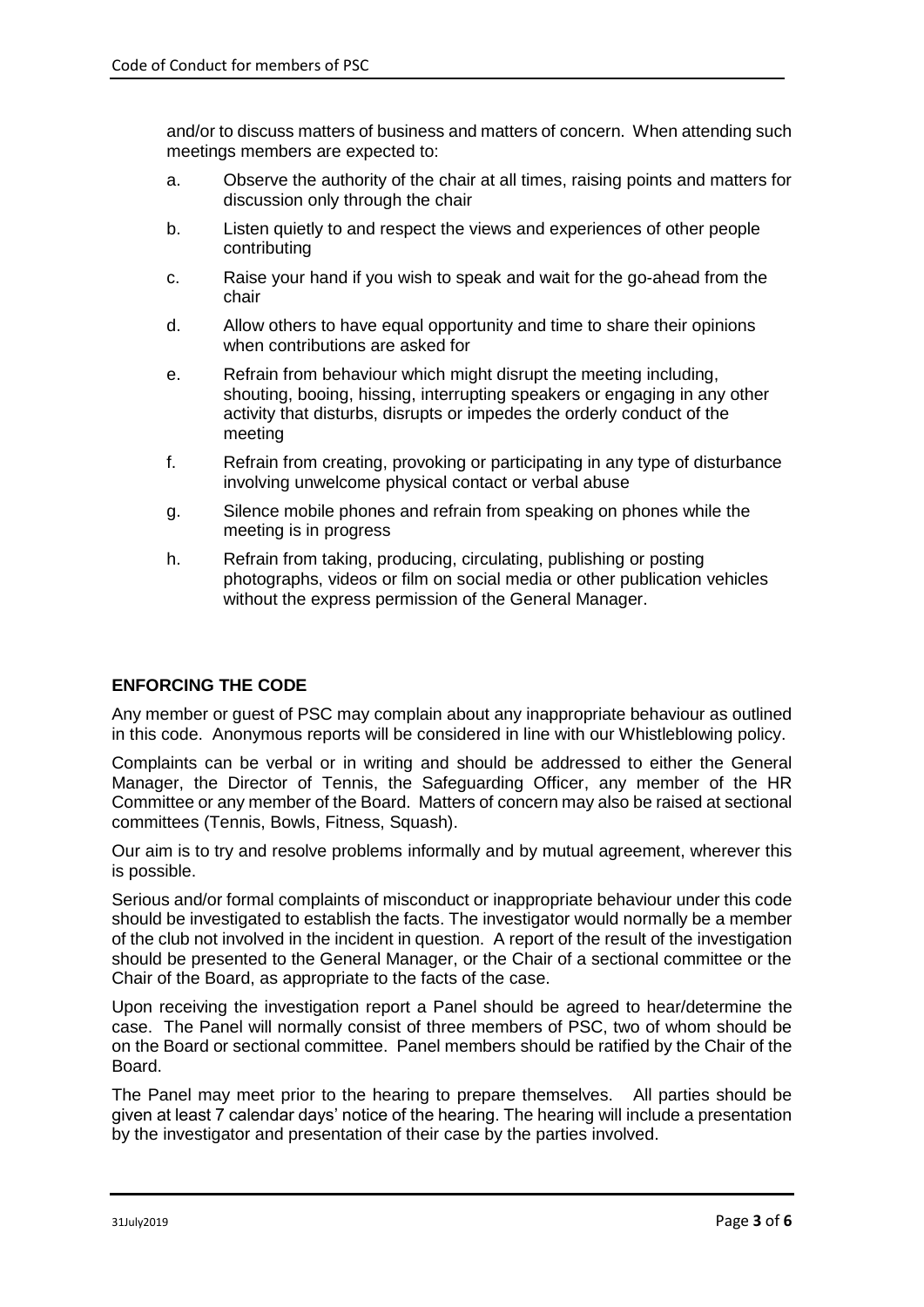and/or to discuss matters of business and matters of concern. When attending such meetings members are expected to:

a. Observe the authority of the chair at all times, raising points and matters for discussion only through the chair

b. Listen quietly to and respect the views and experiences of other people contributing

c. Raise your hand if you wish to speak and wait for the go-ahead from the chair

d. Allow others to have equal opportunity and time to share their opinions when contributions are asked for

e. Refrain from behaviour which might disrupt the meeting including, shouting, booing, hissing, interrupting speakers or engaging in any other activity that disturbs, disrupts or impedes the orderly conduct of the meeting

f. Refrain from creating, provoking or participating in any type of disturbance involving unwelcome physical contact or verbal abuse

g. Silence mobile phones and refrain from speaking on phones while the meeting is in progress

h. Refrain from taking, producing, circulating, publishing or posting photographs, videos or film on social media or other publication vehicles without the express permission of the General Manager.

## ENFORCING THE CODE

Any member or guest of PSC may complain about any inappropriate behaviour as outlined in this code. Anonymous reports will be considered in line with our Whistleblowing policy.

Complaints can be verbal or in writing and should be addressed to either the General Manager, the Director of Tennis, the Safeguarding Officer, any member of the HR Committee or any member of the Board. Matters of concern may also be raised at sectional committees (Tennis, Bowls, Fitness, Squash).

Our aim is to try and resolve problems informally and by mutual agreement, wherever this is possible.

Serious and/or formal complaints of misconduct or inappropriate behaviour under this code should be investigated to establish the facts. The investigator would normally be a member of the club not involved in the incident in question. A report of the result of the investigation should be presented to the General Manager, or the Chair of a sectional committee or the Chair of the Board, as appropriate to the facts of the case.

Upon receiving the investigation report a Panel should be agreed to hear/determine the case. The Panel will normally consist of three members of PSC, two of whom should be on the Board or sectional committee. Panel members should be ratified by the Chair of the Board.

The Panel may meet prior to the hearing to prepare themselves. All parties should be given at least 7 calendar days' notice of the hearing. The hearing will include a presentation by the investigator and presentation of their case by the parties involved.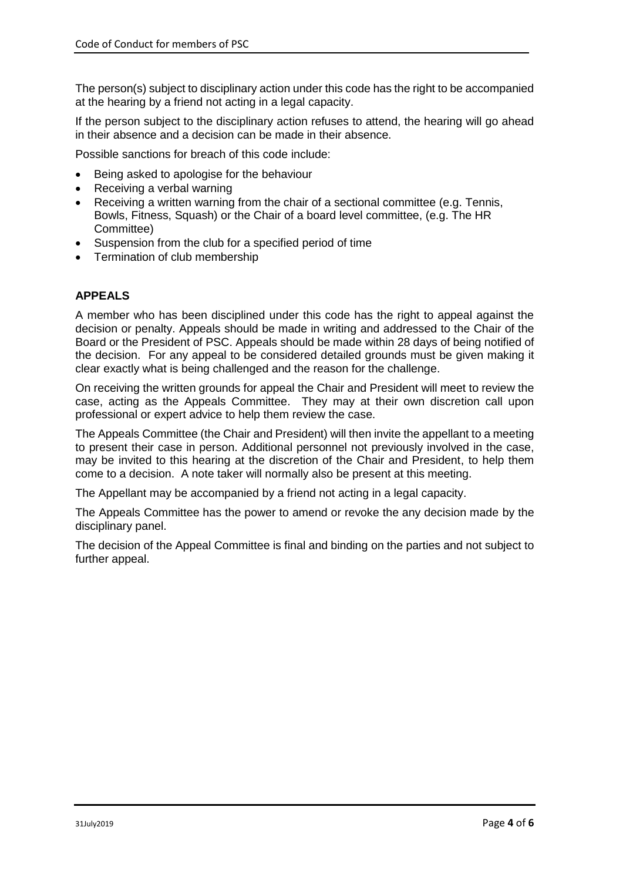The person(s) subject to disciplinary action under this code has the right to be accompanied at the hearing by a friend not acting in a legal capacity.

If the person subject to the disciplinary action refuses to attend, the hearing will go ahead in their absence and a decision can be made in their absence.

Possible sanctions for breach of this code include:

- Being asked to apologise for the behaviour
- Receiving a verbal warning
- Receiving a written warning from the chair of a sectional committee (e.g. Tennis, Bowls, Fitness, Squash) or the Chair of a board level committee, (e.g. The HR Committee)
- Suspension from the club for a specified period of time
- Termination of club membership

## APPEALS

A member who has been disciplined under this code has the right to appeal against the decision or penalty. Appeals should be made in writing and addressed to the Chair of the Board or the President of PSC. Appeals should be made within 28 days of being notified of the decision. For any appeal to be considered detailed grounds must be given making it clear exactly what is being challenged and the reason for the challenge.

On receiving the written grounds for appeal the Chair and President will meet to review the case, acting as the Appeals Committee. They may at their own discretion call upon professional or expert advice to help them review the case.

The Appeals Committee (the Chair and President) will then invite the appellant to a meeting to present their case in person. Additional personnel not previously involved in the case, may be invited to this hearing at the discretion of the Chair and President, to help them come to a decision. A note taker will normally also be present at this meeting.

The Appellant may be accompanied by a friend not acting in a legal capacity.

The Appeals Committee has the power to amend or revoke the any decision made by the disciplinary panel.

The decision of the Appeal Committee is final and binding on the parties and not subject to further appeal.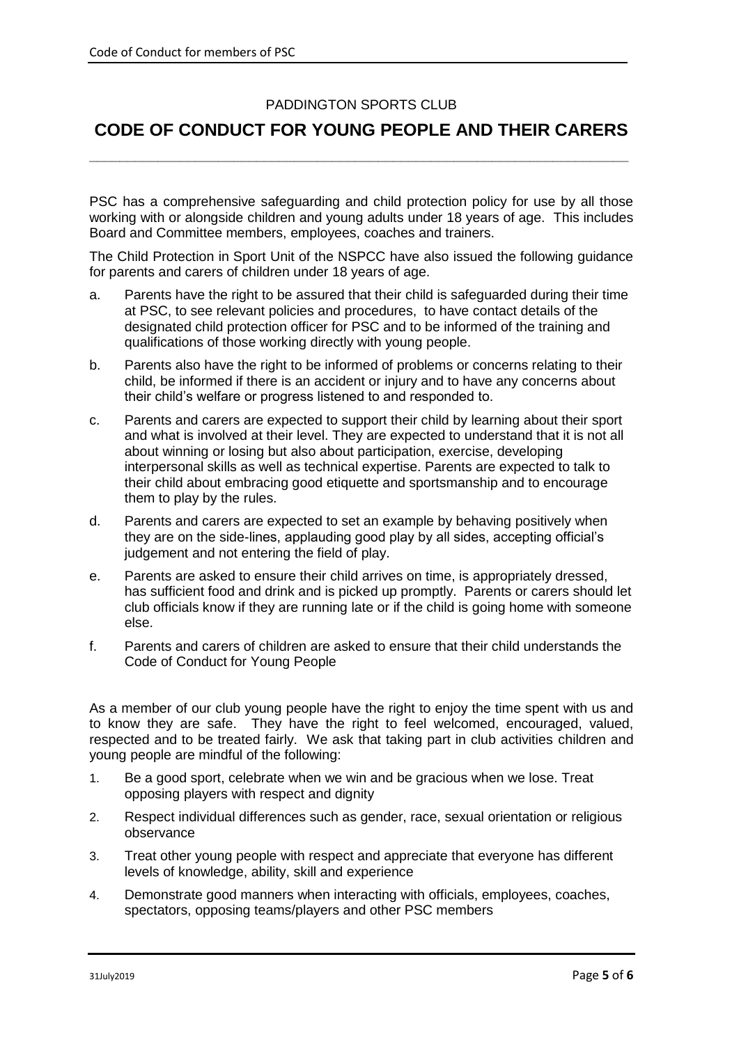PADDINGTON SPORTS CLUB

# CODE OF CONDUCT FOR YOUNG PEOPLE AND THEIR CARERS

PSC has a comprehensive safeguarding and child protection policy for use by all those working with or alongside children and young adults under 18 years of age. This includes Board and Committee members, employees, coaches and trainers.

The Child Protection in Sport Unit of the NSPCC have also issued the following guidance for parents and carers of children under 18 years of age.

a. Parents have the right to be assured that their child is safeguarded during their time at PSC, to see relevant policies and procedures, to have contact details of the designated child protection officer for PSC and to be informed of the training and qualifications of those working directly with young people.

b. Parents also have the right to be informed of problems or concerns relating to their child, be informed if there is an accident or injury and to have any concerns about their child's welfare or progress listened to and responded to.

c. Parents and carers are expected to support their child by learning about their sport and what is involved at their level. They are expected to understand that it is not all about winning or losing but also about participation, exercise, developing interpersonal skills as well as technical expertise. Parents are expected to talk to their child about embracing good etiquette and sportsmanship and to encourage them to play by the rules.

d. Parents and carers are expected to set an example by behaving positively when they are on the side-lines, applauding good play by all sides, accepting official's judgement and not entering the field of play.

e. Parents are asked to ensure their child arrives on time, is appropriately dressed, has sufficient food and drink and is picked up promptly. Parents or carers should let club officials know if they are running late or if the child is going home with someone else.

f. Parents and carers of children are asked to ensure that their child understands the Code of Conduct for Young People

As a member of our club young people have the right to enjoy the time spent with us and to know they are safe. They have the right to feel welcomed, encouraged, valued, respected and to be treated fairly. We ask that taking part in club activities children and young people are mindful of the following:

1. Be a good sport, celebrate when we win and be gracious when we lose. Treat opposing players with respect and dignity
2. Respect individual differences such as gender, race, sexual orientation or religious observance
3. Treat other young people with respect and appreciate that everyone has different levels of knowledge, ability, skill and experience
4. Demonstrate good manners when interacting with officials, employees, coaches, spectators, opposing teams/players and other PSC members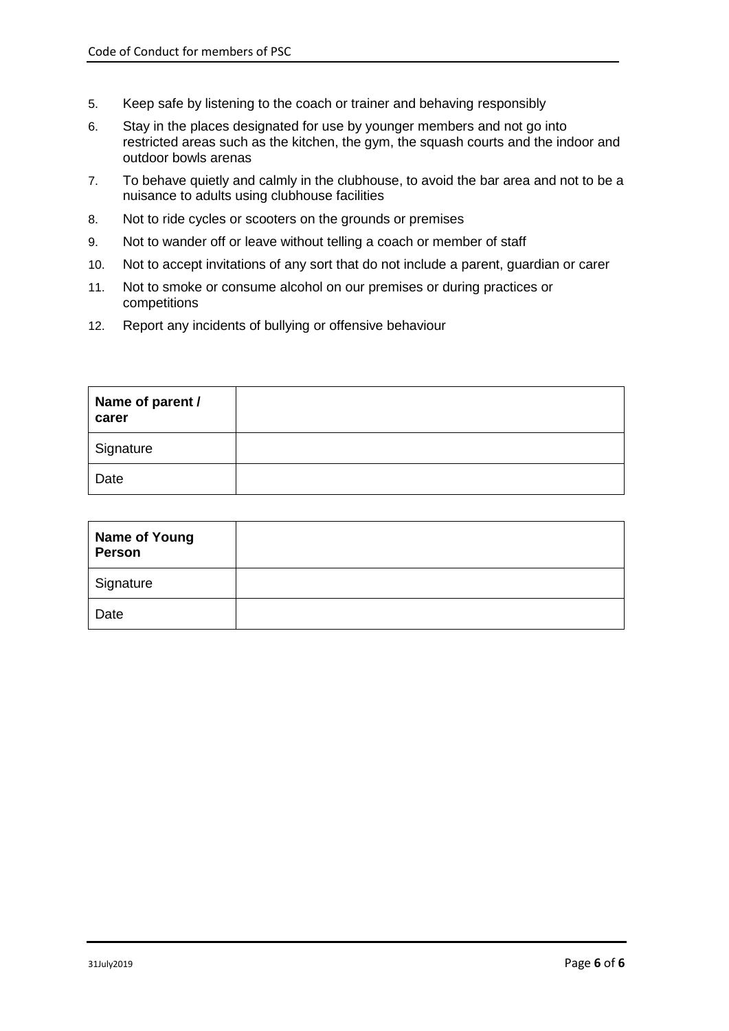5. Keep safe by listening to the coach or trainer and behaving responsibly
6. Stay in the places designated for use by younger members and not go into restricted areas such as the kitchen, the gym, the squash courts and the indoor and outdoor bowls arenas
7. To behave quietly and calmly in the clubhouse, to avoid the bar area and not to be a nuisance to adults using clubhouse facilities
8. Not to ride cycles or scooters on the grounds or premises
9. Not to wander off or leave without telling a coach or member of staff
10. Not to accept invitations of any sort that do not include a parent, guardian or carer
11. Not to smoke or consume alcohol on our premises or during practices or competitions
12. Report any incidents of bullying or offensive behaviour

| | |
|---|---|
| **Name of parent / carer** | |
| Signature | |
| Date | |

| | |
|---|---|
| **Name of Young Person** | |
| Signature | |
| Date | |